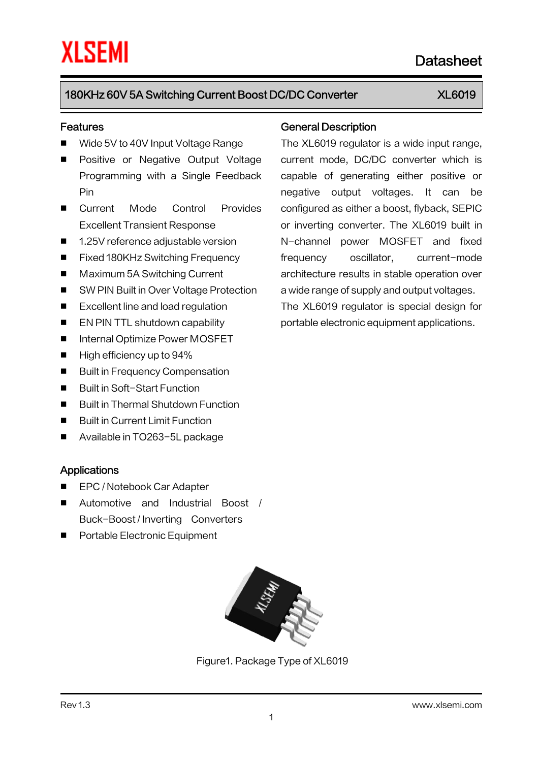XLSEMI

Datasheet

## 180KHz 60V 5A Switching Current Boost DC/DC Converter — XL6019

### Features

- Wide 5V to 40V Input Voltage Range
- Positive or Negative Output Voltage Programming with a Single Feedback Pin
- Current Mode Control Provides Excellent Transient Response
- 1.25V reference adjustable version
- Fixed 180KHz Switching Frequency
- Maximum 5A Switching Current
- SW PIN Built in Over Voltage Protection
- Excellent line and load regulation
- EN PIN TTL shutdown capability
- Internal Optimize Power MOSFET
- High efficiency up to 94%
- Built in Frequency Compensation
- Built in Soft-Start Function
- Built in Thermal Shutdown Function
- Built in Current Limit Function
- Available in TO263-5L package

### Applications

- EPC / Notebook Car Adapter
- Automotive and Industrial Boost / Buck-Boost / Inverting Converters
- Portable Electronic Equipment

### General Description

The XL6019 regulator is a wide input range, current mode, DC/DC converter which is capable of generating either positive or negative output voltages. It can be configured as either a boost, flyback, SEPIC or inverting converter. The XL6019 built in N-channel power MOSFET and fixed frequency oscillator, current-mode architecture results in stable operation over a wide range of supply and output voltages.

The XL6019 regulator is special design for portable electronic equipment applications.

Figure1. Package Type of XL6019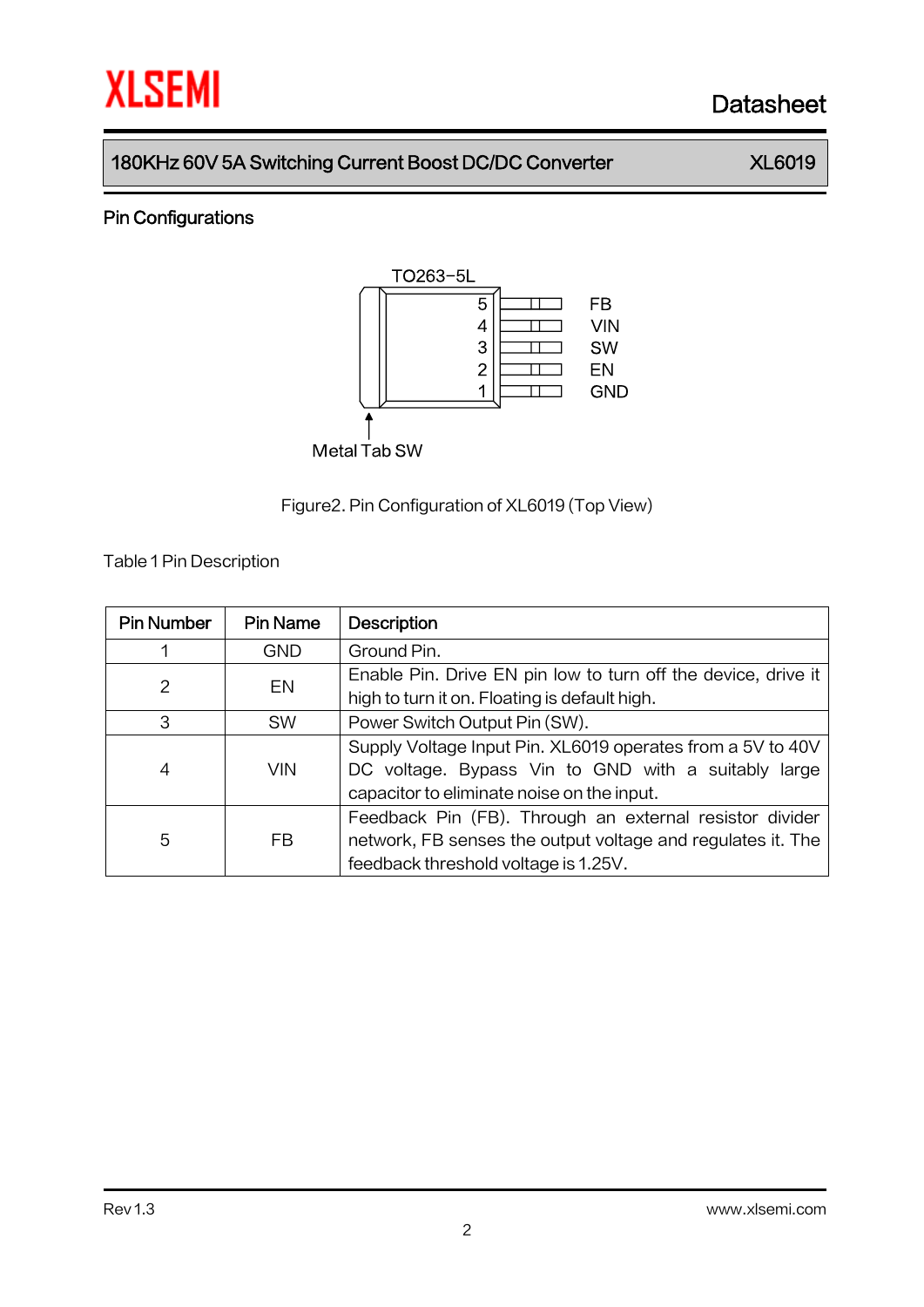## Pin Configurations

Figure2. Pin Configuration of XL6019 (Top View)

Table 1 Pin Description

| Pin Number | Pin Name | Description |
|---|---|---|
| 1 | GND | Ground Pin. |
| 2 | EN | Enable Pin. Drive EN pin low to turn off the device, drive it high to turn it on. Floating is default high. |
| 3 | SW | Power Switch Output Pin (SW). |
| 4 | VIN | Supply Voltage Input Pin. XL6019 operates from a 5V to 40V DC voltage. Bypass Vin to GND with a suitably large capacitor to eliminate noise on the input. |
| 5 | FB | Feedback Pin (FB). Through an external resistor divider network, FB senses the output voltage and regulates it. The feedback threshold voltage is 1.25V. |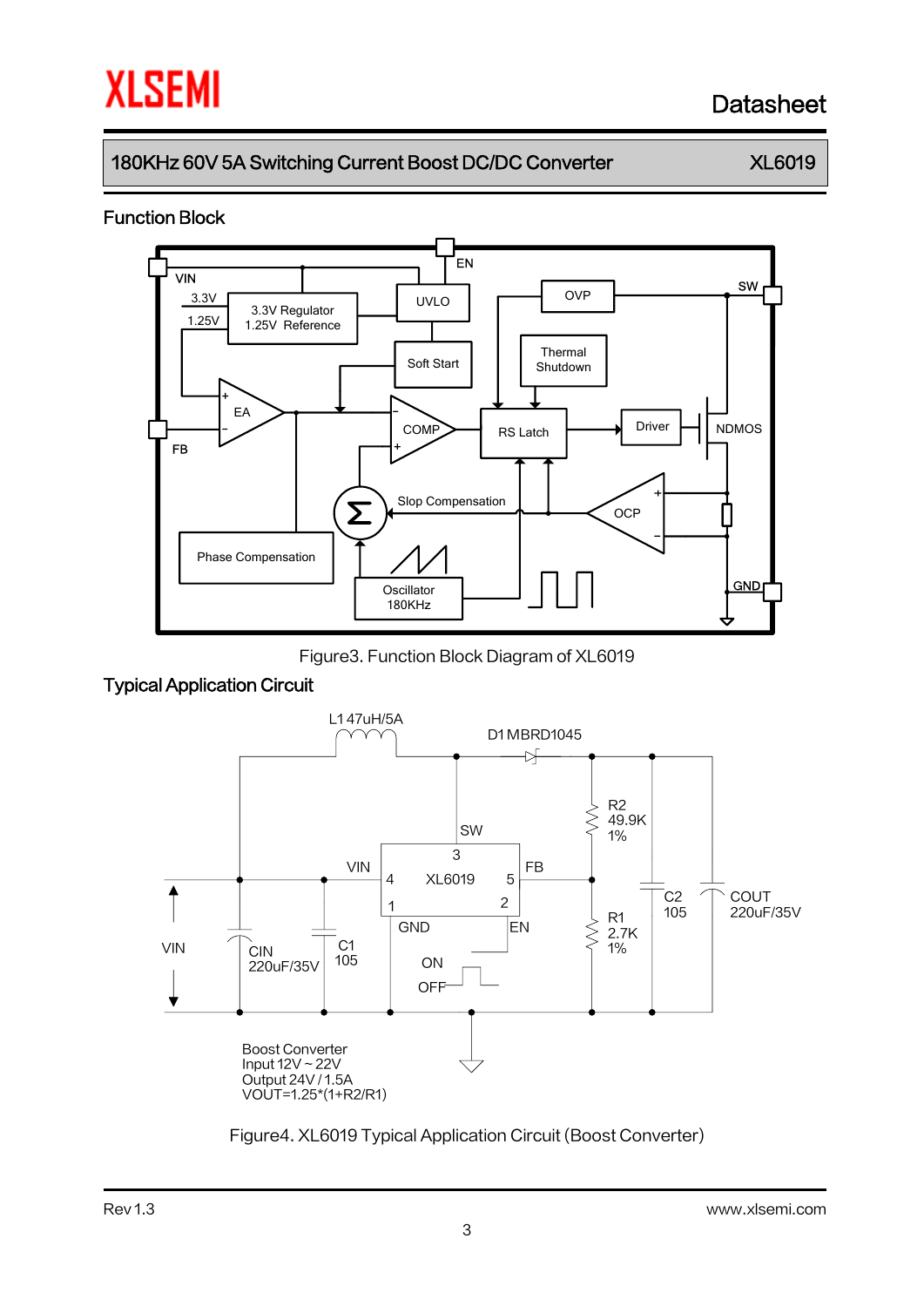## Function Block

Figure3. Function Block Diagram of XL6019

## Typical Application Circuit

Boost Converter
Input 12V ~ 22V
Output 24V / 1.5A
VOUT=1.25*(1+R2/R1)

Figure4. XL6019 Typical Application Circuit (Boost Converter)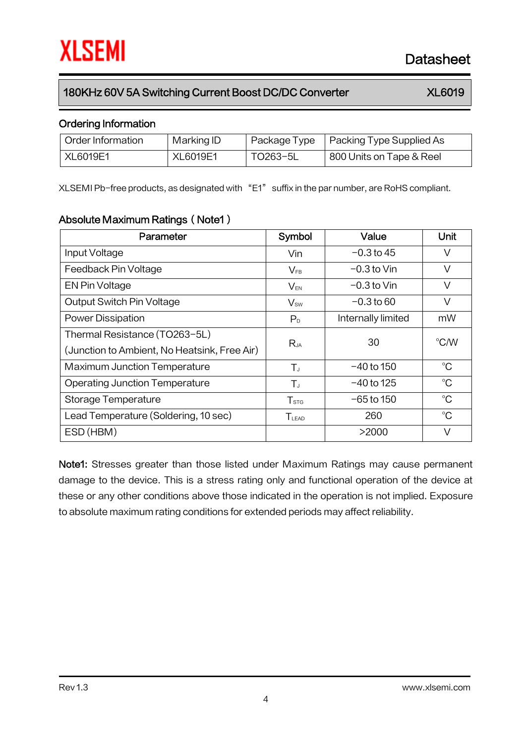## Ordering Information

| Order Information | Marking ID | Package Type | Packing Type Supplied As |
|---|---|---|---|
| XL6019E1 | XL6019E1 | TO263-5L | 800 Units on Tape & Reel |

XLSEMI Pb-free products, as designated with "E1" suffix in the par number, are RoHS compliant.

## Absolute Maximum Ratings（Note1）

| Parameter | Symbol | Value | Unit |
|---|---|---|---|
| Input Voltage | Vin | -0.3 to 45 | V |
| Feedback Pin Voltage | $V_{FB}$ | -0.3 to Vin | V |
| EN Pin Voltage | $V_{EN}$ | -0.3 to Vin | V |
| Output Switch Pin Voltage | $V_{SW}$ | -0.3 to 60 | V |
| Power Dissipation | $P_D$ | Internally limited | mW |
| Thermal Resistance (TO263-5L) (Junction to Ambient, No Heatsink, Free Air) | $R_{JA}$ | 30 | °C/W |
| Maximum Junction Temperature | $T_J$ | -40 to 150 | °C |
| Operating Junction Temperature | $T_J$ | -40 to 125 | °C |
| Storage Temperature | $T_{STG}$ | -65 to 150 | °C |
| Lead Temperature (Soldering, 10 sec) | $T_{LEAD}$ | 260 | °C |
| ESD (HBM) | | >2000 | V |

**Note1:** Stresses greater than those listed under Maximum Ratings may cause permanent damage to the device. This is a stress rating only and functional operation of the device at these or any other conditions above those indicated in the operation is not implied. Exposure to absolute maximum rating conditions for extended periods may affect reliability.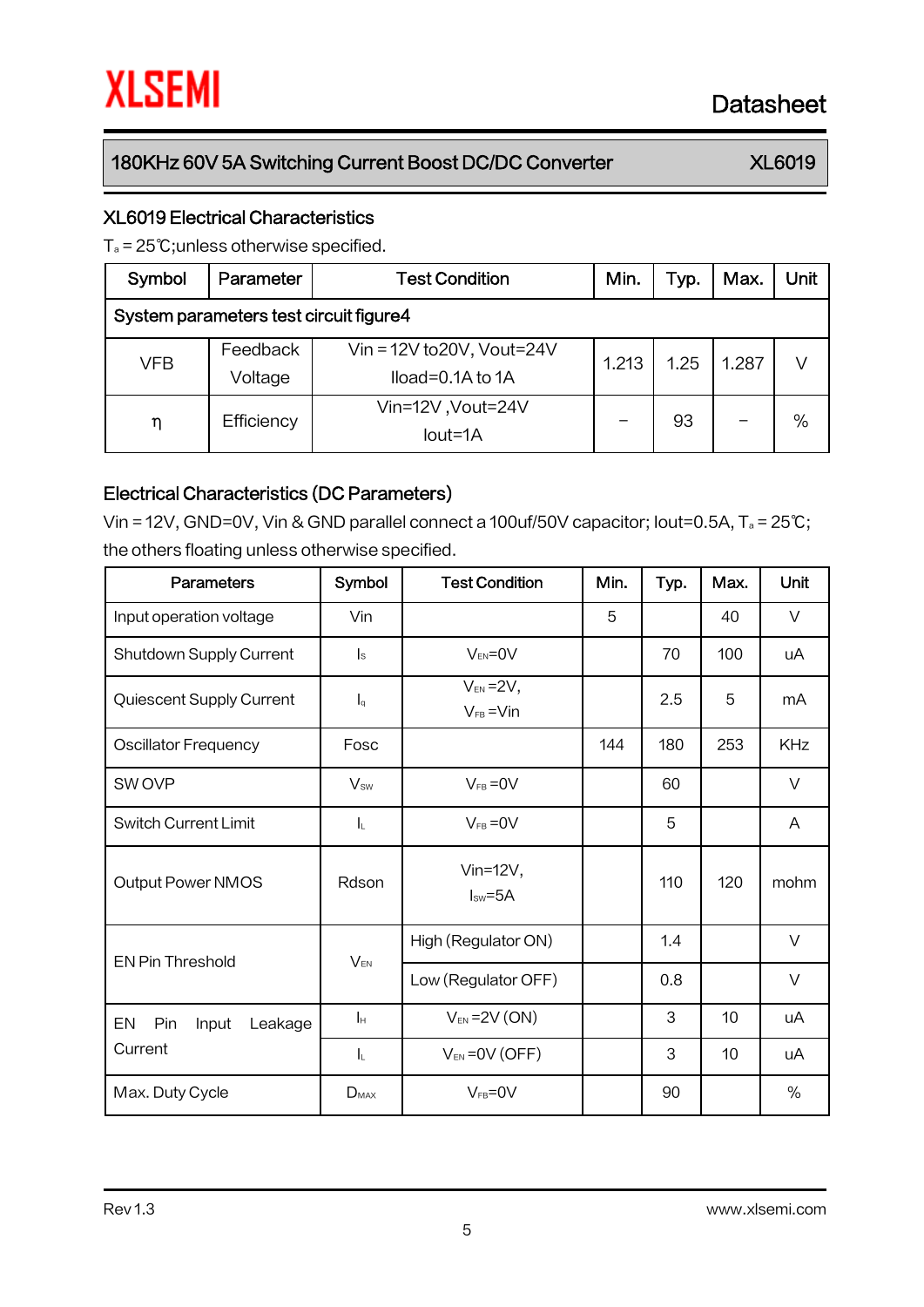## XL6019 Electrical Characteristics

$T_a$ = 25℃;unless otherwise specified.

| Symbol | Parameter | Test Condition | Min. | Typ. | Max. | Unit |
|---|---|---|---|---|---|---|
| System parameters test circuit figure4 | | | | | | |
| VFB | Feedback Voltage | Vin = 12V to20V, Vout=24V Iload=0.1A to 1A | 1.213 | 1.25 | 1.287 | V |
| η | Efficiency | Vin=12V ,Vout=24V Iout=1A | – | 93 | – | % |

## Electrical Characteristics (DC Parameters)

Vin = 12V, GND=0V, Vin & GND parallel connect a 100uf/50V capacitor; Iout=0.5A, $T_a$ = 25℃; the others floating unless otherwise specified.

| Parameters | Symbol | Test Condition | Min. | Typ. | Max. | Unit |
|---|---|---|---|---|---|---|
| Input operation voltage | Vin | | 5 | | 40 | V |
| Shutdown Supply Current | $I_s$ | $V_{EN}$=0V | | 70 | 100 | uA |
| Quiescent Supply Current | $I_q$ | $V_{EN}$ =2V, $V_{FB}$ =Vin | | 2.5 | 5 | mA |
| Oscillator Frequency | Fosc | | 144 | 180 | 253 | KHz |
| SW OVP | $V_{SW}$ | $V_{FB}$ =0V | | 60 | | V |
| Switch Current Limit | $I_L$ | $V_{FB}$ =0V | | 5 | | A |
| Output Power NMOS | Rdson | Vin=12V, $I_{SW}$=5A | | 110 | 120 | mohm |
| EN Pin Threshold | $V_{EN}$ | High (Regulator ON) | | 1.4 | | V |
| | | Low (Regulator OFF) | | 0.8 | | V |
| EN Pin Input Leakage Current | $I_H$ | $V_{EN}$ =2V (ON) | | 3 | 10 | uA |
| | $I_L$ | $V_{EN}$ =0V (OFF) | | 3 | 10 | uA |
| Max. Duty Cycle | $D_{MAX}$ | $V_{FB}$=0V | | 90 | | % |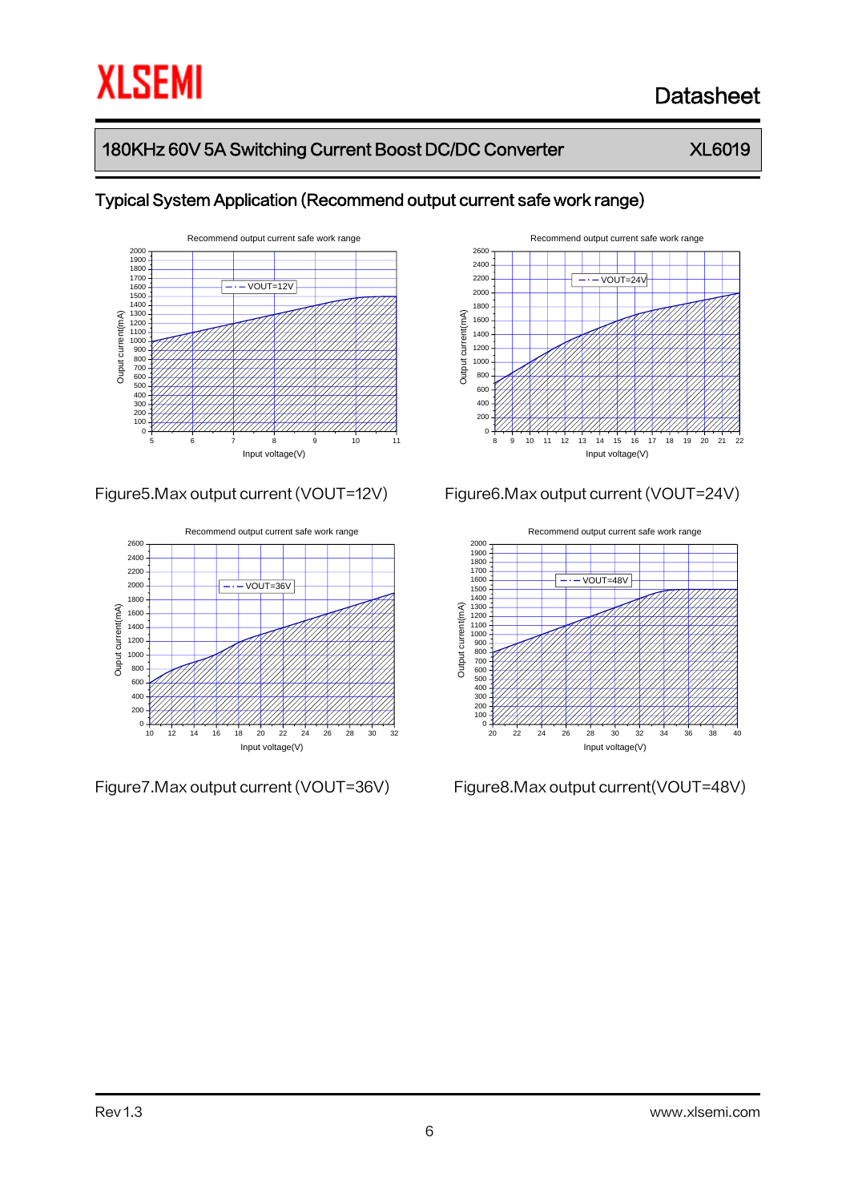## Typical System Application (Recommend output current safe work range)

Figure5.Max output current (VOUT=12V)

Figure6.Max output current (VOUT=24V)

Figure7.Max output current (VOUT=36V)

Figure8.Max output current(VOUT=48V)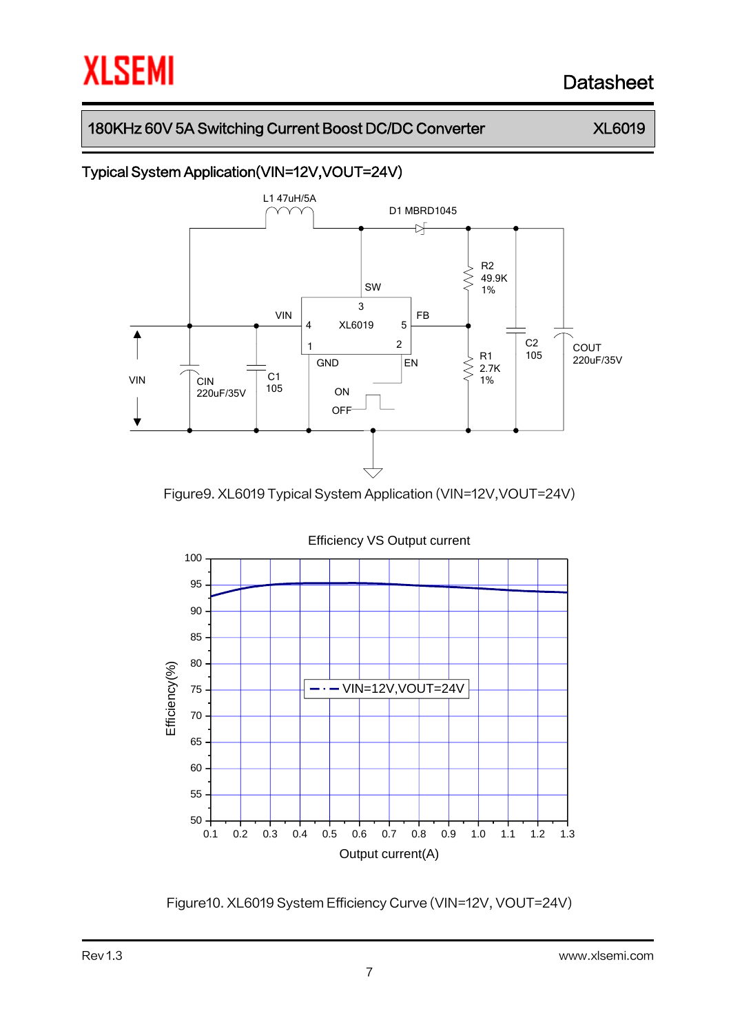## Typical System Application(VIN=12V,VOUT=24V)

Figure9. XL6019 Typical System Application (VIN=12V,VOUT=24V)

Figure10. XL6019 System Efficiency Curve (VIN=12V, VOUT=24V)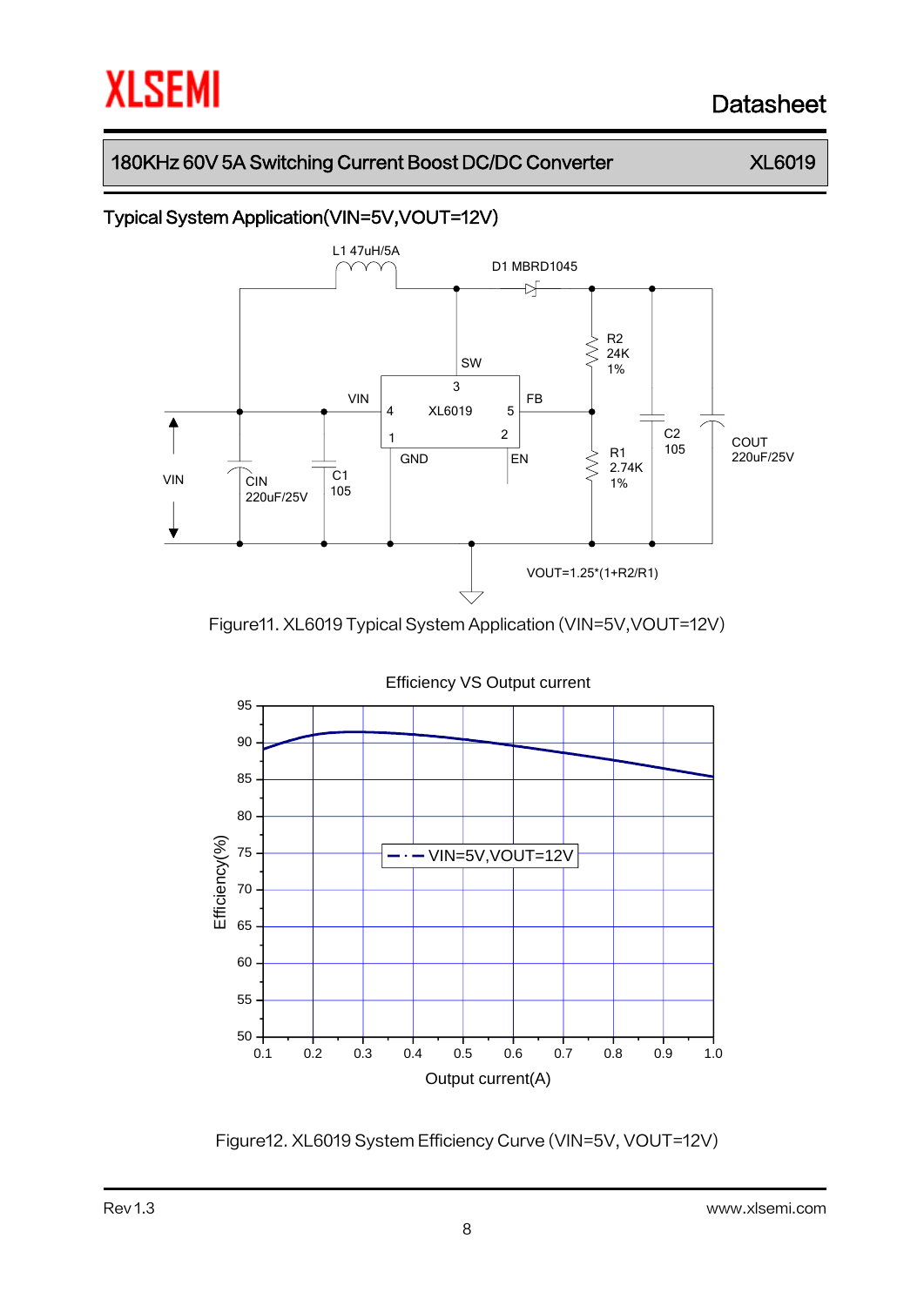## Typical System Application(VIN=5V,VOUT=12V)

L1 47uH/5A

D1 MBRD1045

SW

3

VIN

4 XL6019 5

FB

1 2

GND EN

R2 24K 1%

R1 2.74K 1%

C2 105

COUT 220uF/25V

VIN

CIN 220uF/25V

C1 105

VOUT=1.25*(1+R2/R1)

Figure11. XL6019 Typical System Application (VIN=5V,VOUT=12V)

Efficiency VS Output current

Efficiency(%)

Output current(A)

VIN=5V,VOUT=12V

Figure12. XL6019 System Efficiency Curve (VIN=5V, VOUT=12V)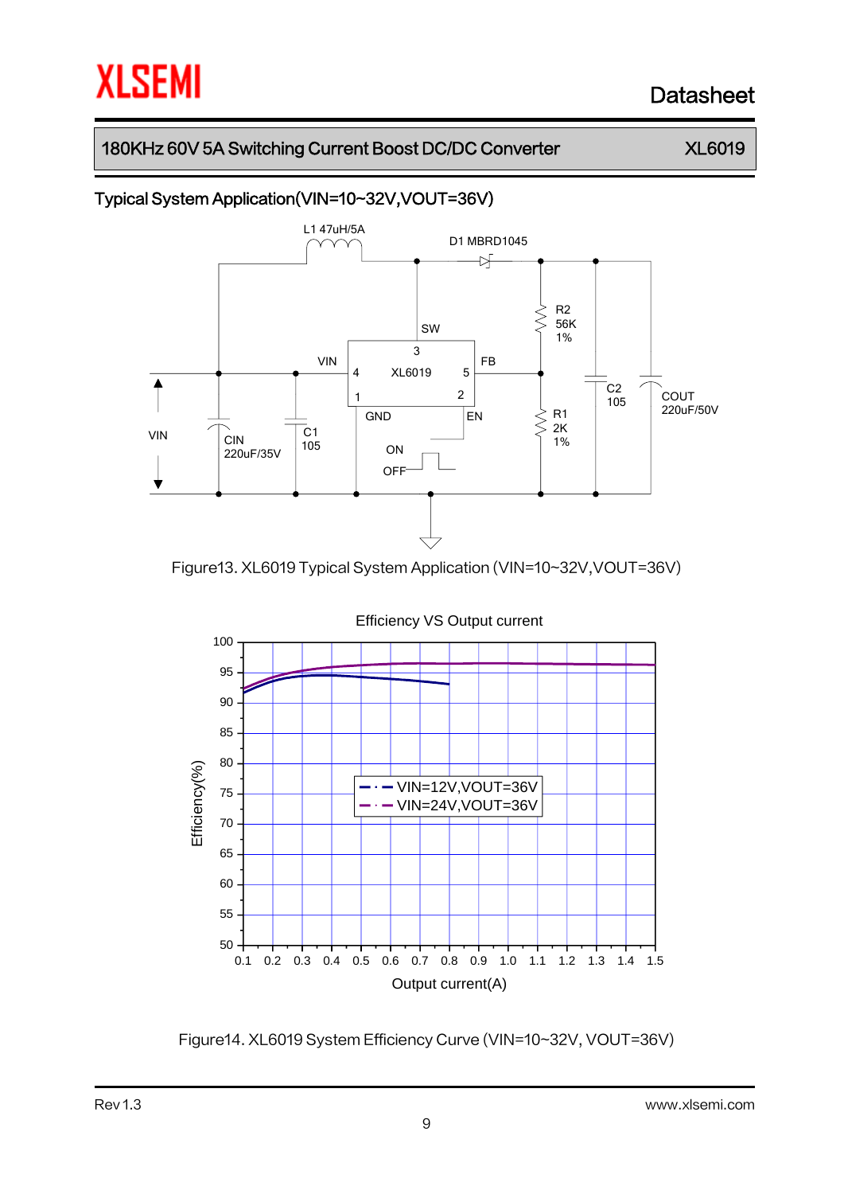## Typical System Application(VIN=10~32V,VOUT=36V)

Figure13. XL6019 Typical System Application (VIN=10~32V,VOUT=36V)

Figure14. XL6019 System Efficiency Curve (VIN=10~32V, VOUT=36V)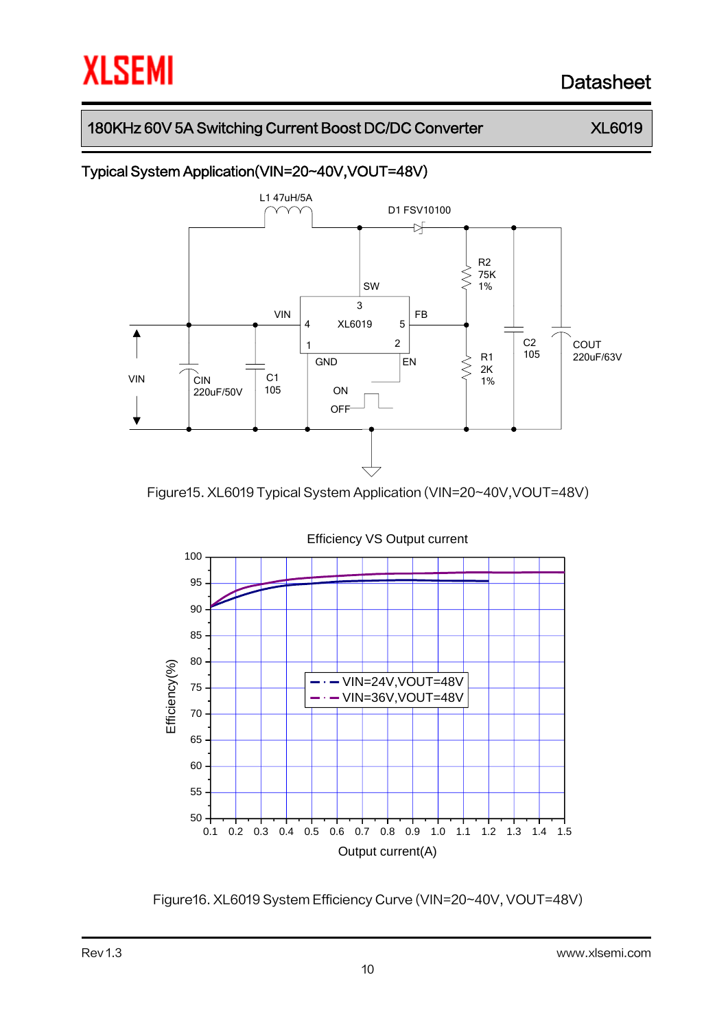## Typical System Application(VIN=20~40V,VOUT=48V)

Figure15. XL6019 Typical System Application (VIN=20~40V,VOUT=48V)

Figure16. XL6019 System Efficiency Curve (VIN=20~40V, VOUT=48V)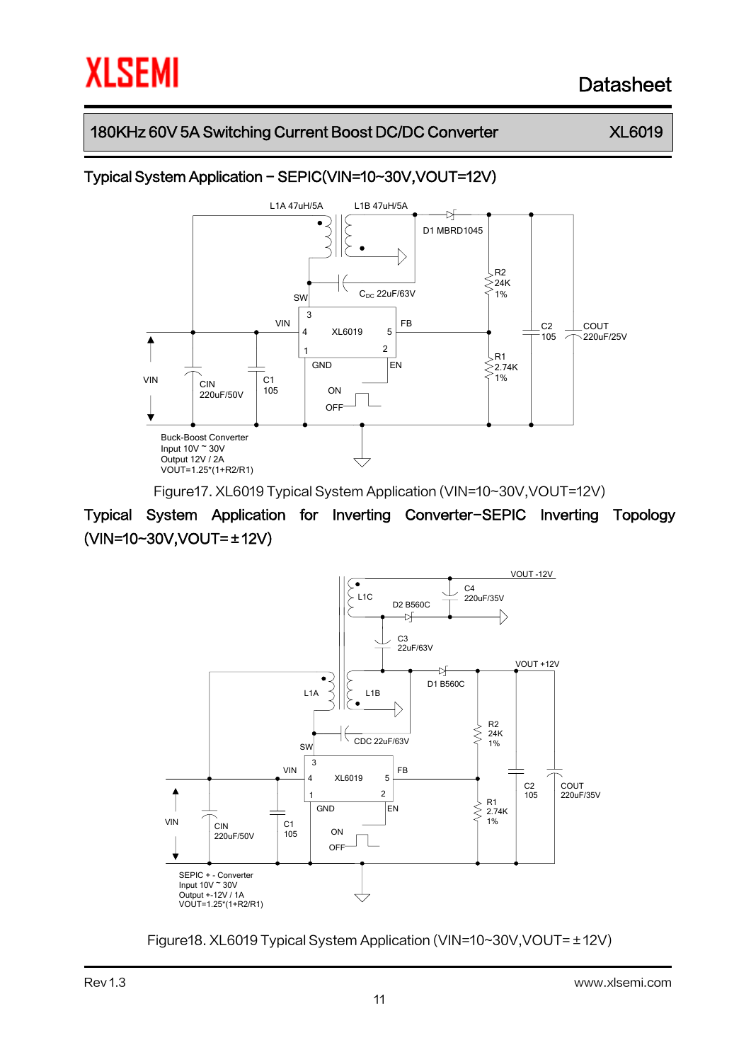## Typical System Application – SEPIC(VIN=10~30V,VOUT=12V)

Buck-Boost Converter
Input 10V ~ 30V
Output 12V / 2A
VOUT=1.25*(1+R2/R1)

Figure17. XL6019 Typical System Application (VIN=10~30V,VOUT=12V)

## Typical System Application for Inverting Converter–SEPIC Inverting Topology (VIN=10~30V,VOUT=±12V)

SEPIC + - Converter
Input 10V ~ 30V
Output +-12V / 1A
VOUT=1.25*(1+R2/R1)

Figure18. XL6019 Typical System Application (VIN=10~30V,VOUT=±12V)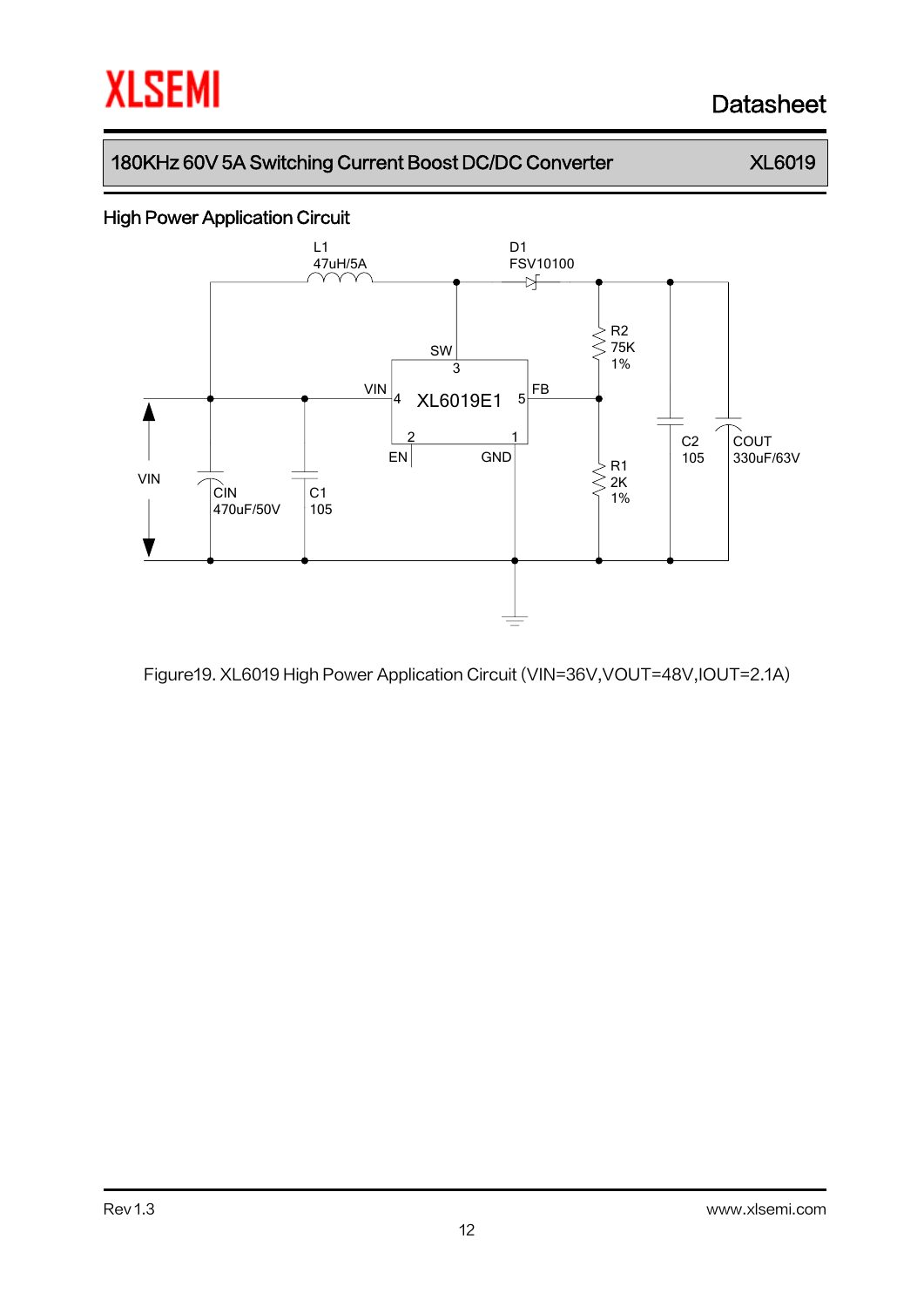## High Power Application Circuit

Figure19. XL6019 High Power Application Circuit (VIN=36V,VOUT=48V,IOUT=2.1A)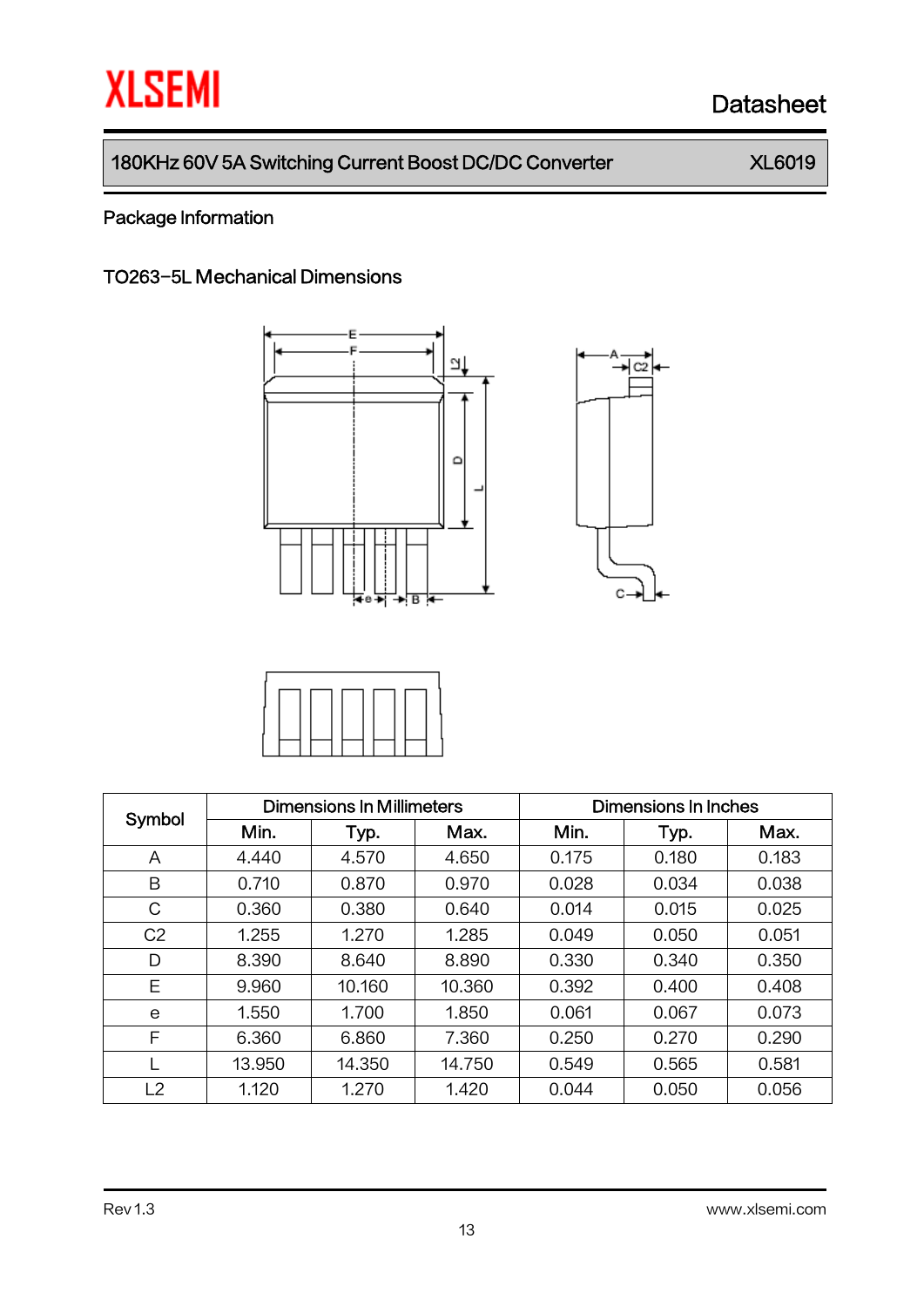Package Information

## TO263-5L Mechanical Dimensions

| Symbol | Dimensions In Millimeters | | | Dimensions In Inches | | |
|---|---|---|---|---|---|---|
| | Min. | Typ. | Max. | Min. | Typ. | Max. |
| A | 4.440 | 4.570 | 4.650 | 0.175 | 0.180 | 0.183 |
| B | 0.710 | 0.870 | 0.970 | 0.028 | 0.034 | 0.038 |
| C | 0.360 | 0.380 | 0.640 | 0.014 | 0.015 | 0.025 |
| C2 | 1.255 | 1.270 | 1.285 | 0.049 | 0.050 | 0.051 |
| D | 8.390 | 8.640 | 8.890 | 0.330 | 0.340 | 0.350 |
| E | 9.960 | 10.160 | 10.360 | 0.392 | 0.400 | 0.408 |
| e | 1.550 | 1.700 | 1.850 | 0.061 | 0.067 | 0.073 |
| F | 6.360 | 6.860 | 7.360 | 0.250 | 0.270 | 0.290 |
| L | 13.950 | 14.350 | 14.750 | 0.549 | 0.565 | 0.581 |
| L2 | 1.120 | 1.270 | 1.420 | 0.044 | 0.050 | 0.056 |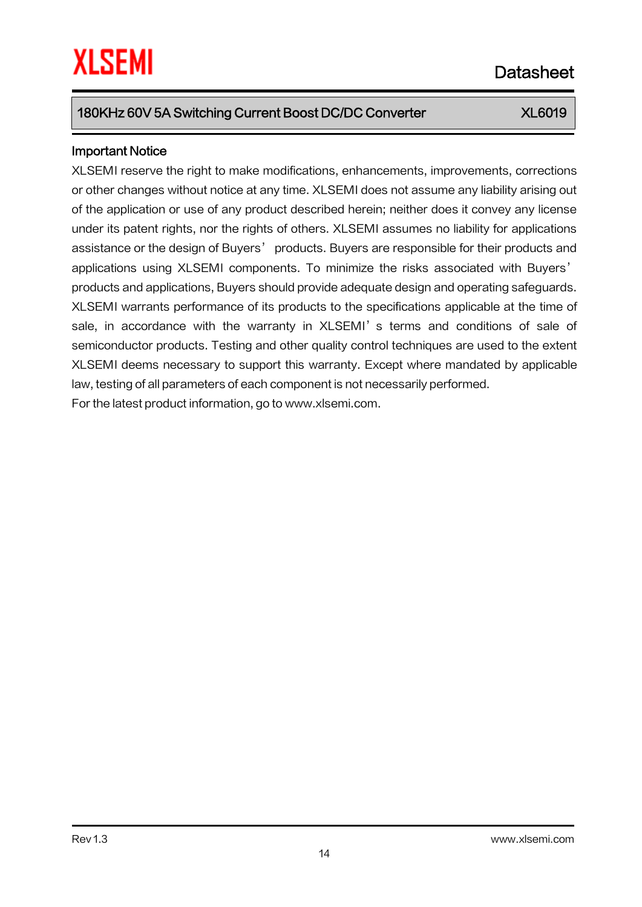## Important Notice

XLSEMI reserve the right to make modifications, enhancements, improvements, corrections or other changes without notice at any time. XLSEMI does not assume any liability arising out of the application or use of any product described herein; neither does it convey any license under its patent rights, nor the rights of others. XLSEMI assumes no liability for applications assistance or the design of Buyers' products. Buyers are responsible for their products and applications using XLSEMI components. To minimize the risks associated with Buyers' products and applications, Buyers should provide adequate design and operating safeguards. XLSEMI warrants performance of its products to the specifications applicable at the time of sale, in accordance with the warranty in XLSEMI's terms and conditions of sale of semiconductor products. Testing and other quality control techniques are used to the extent XLSEMI deems necessary to support this warranty. Except where mandated by applicable law, testing of all parameters of each component is not necessarily performed.

For the latest product information, go to www.xlsemi.com.